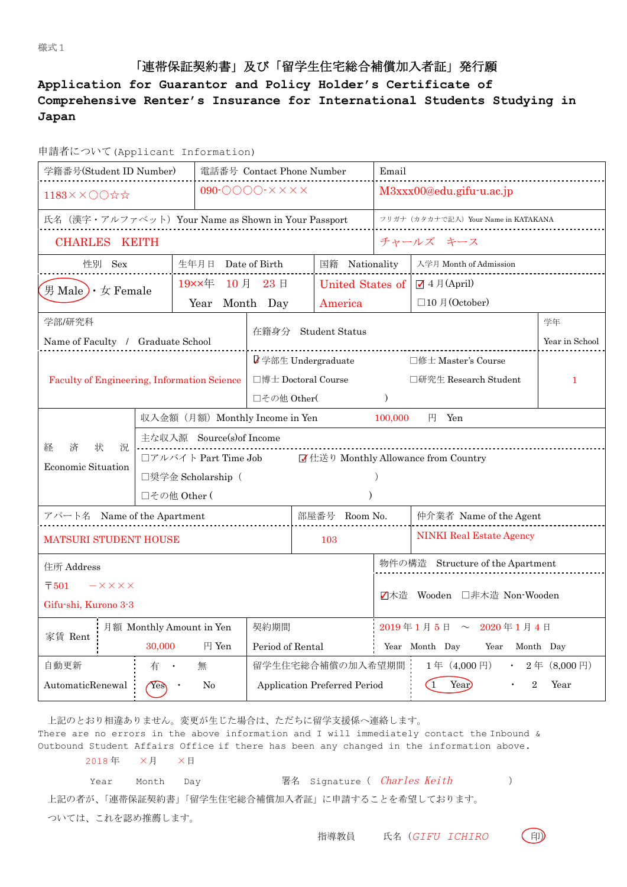様式１

# 「連帯保証契約書」及び「留学生住宅総合補償加入者証」発行願

## Application for Guarantor and Policy Holder's Certificate of Comprehensive Renter's Insurance for International Students Studying in Japan

申請者について(Applicant Information)

| 学籍番号(Student ID Number) | 電話番号 Contact Phone Number | Email |
|---|---|---|
| 1183××○○☆☆ | 090-○○○○-×××× | M3xxx00@edu.gifu-u.ac.jp |

| 氏名（漢字・アルファベット）Your Name as Shown in Your Passport | フリガナ（カタカナで記入）Your Name in KATAKANA |
|---|---|
| CHARLES KEITH | チャールズ キース |

| 性別 Sex | 生年月日 Date of Birth | 国籍 Nationality | 入学月 Month of Admission |
|---|---|---|---|
| (男 Male)・女 Female | 19××年 10月 23日 Year Month Day | United States of America | ☑ 4月(April) ☐10月(October) |

| 学部/研究科 Name of Faculty / Graduate School | 在籍身分 Student Status | 学年 Year in School |
|---|---|---|
| Faculty of Engineering, Information Science | ☑学部生 Undergraduate ☐修士 Master's Course ☐博士 Doctoral Course ☐研究生 Research Student ☐その他 Other(　　　) | 1 |

| 経済状況 Economic Situation | |
|---|---|
| 収入金額（月額）Monthly Income in Yen | 100,000 円 Yen |
| 主な収入源 Source(s)of Income | ☐アルバイト Part Time Job ☑仕送り Monthly Allowance from Country ☐奨学金 Scholarship（　　　）☐その他 Other (　　　) |

| アパート名 Name of the Apartment | 部屋番号 Room No. | 仲介業者 Name of the Agent |
|---|---|---|
| MATSURI STUDENT HOUSE | 103 | NINKI Real Estate Agency |

| 住所 Address | 物件の構造 Structure of the Apartment |
|---|---|
| 〒501 －×××× Gifu-shi, Kurono 3-3 | ☑木造 Wooden ☐非木造 Non-Wooden |

| 家賃 Rent | 月額 Monthly Amount in Yen | 契約期間 Period of Rental | |
|---|---|---|---|
| | 30,000 円 Yen | | 2019年1月5日 ～ 2020年1月4日 (Year Month Day ～ Year Month Day) |

| 自動更新 AutomaticRenewal | 有・無 (Yes)・No | 留学生住宅総合補償の加入希望期間 Application Preferred Period | (1年（4,000円） 1 Year)・2年（8,000円） 2 Year |
|---|---|---|---|

上記のとおり相違ありません。変更が生じた場合は、ただちに留学支援係へ連絡します。
There are no errors in the above information and I will immediately contact the Inbound & Outbound Student Affairs Office if there has been any changed in the information above.

2018年 ×月 ×日
Year Month Day　　　署名 Signature（ *Charles Keith* ）

上記の者が、「連帯保証契約書」「留学生住宅総合補償加入者証」に申請することを希望しております。
ついては、これを認め推薦します。

指導教員　　氏名（*GIFU ICHIRO*　　（印）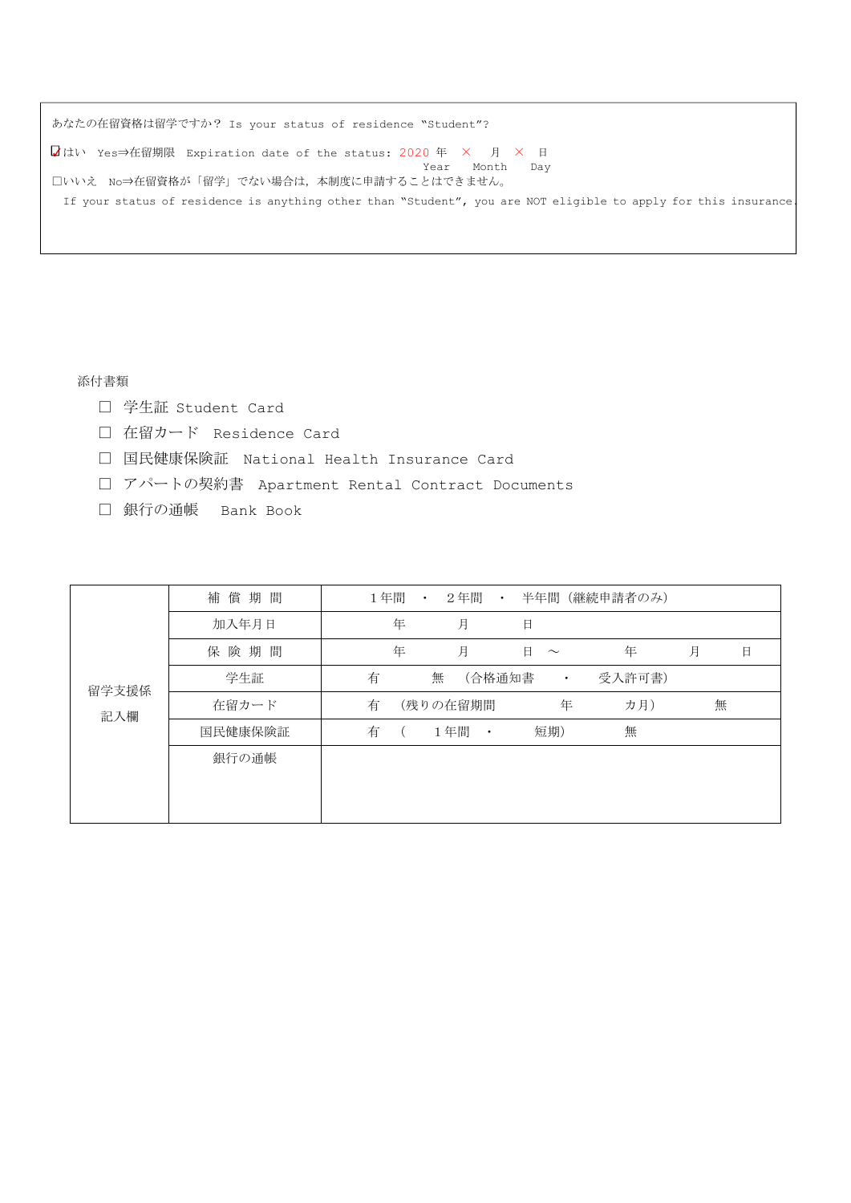あなたの在留資格は留学ですか？ Is your status of residence “Student”?

☑はい　Yes⇒在留期限　Expiration date of the status: 2020 年　×　月　×　日
Year　Month　Day

□いいえ　No⇒在留資格が「留学」でない場合は，本制度に申請することはできません。

If your status of residence is anything other than “Student”, you are NOT eligible to apply for this insurance.

添付書類

- □ 学生証 Student Card
- □ 在留カード　Residence Card
- □ 国民健康保険証　National Health Insurance Card
- □ アパートの契約書　Apartment Rental Contract Documents
- □ 銀行の通帳　Bank Book

| 留学支援係記入欄 | 補 償 期 間 | １年間　・　２年間　・　半年間（継続申請者のみ） |
|---|---|---|
| | 加入年月日 | 年　月　日 |
| | 保 険 期 間 | 年　月　日 ～　年　月　日 |
| | 学生証 | 有　無　（合格通知書　・　受入許可書） |
| | 在留カード | 有　（残りの在留期間　年　カ月）　無 |
| | 国民健康保険証 | 有　（　１年間　・　短期）　無 |
| | 銀行の通帳 | |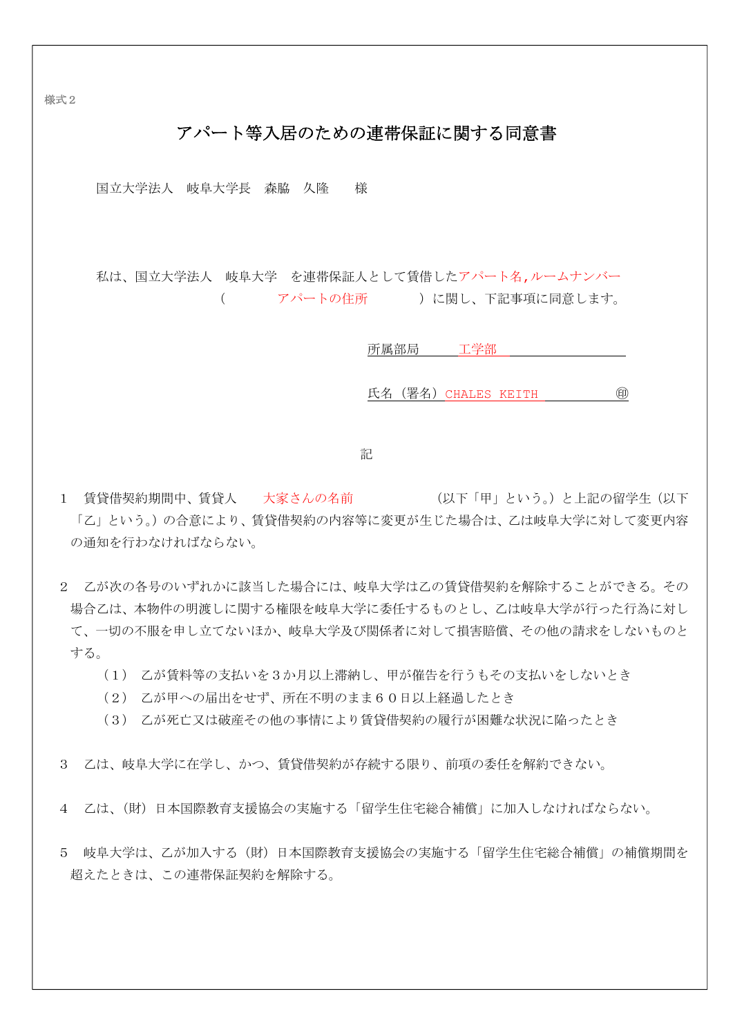様式２

# アパート等入居のための連帯保証に関する同意書

国立大学法人　岐阜大学長　森脇　久隆　　様

私は、国立大学法人　岐阜大学　を連帯保証人として賃借したアパート名,ルームナンバー（　　　アパートの住所　　　）に関し、下記事項に同意します。

所属部局　　工学部

氏名（署名）CHALES KEITH　　　　　㊞

記

1　賃貸借契約期間中、賃貸人　大家さんの名前　　　　（以下「甲」という。）と上記の留学生（以下「乙」という。）の合意により、賃貸借契約の内容等に変更が生じた場合は、乙は岐阜大学に対して変更内容の通知を行わなければならない。

2　乙が次の各号のいずれかに該当した場合には、岐阜大学は乙の賃貸借契約を解除することができる。その場合乙は、本物件の明渡しに関する権限を岐阜大学に委任するものとし、乙は岐阜大学が行った行為に対して、一切の不服を申し立てないほか、岐阜大学及び関係者に対して損害賠償、その他の請求をしないものとする。

（１）　乙が賃料等の支払いを３か月以上滞納し、甲が催告を行うもその支払いをしないとき

（２）　乙が甲への届出をせず、所在不明のまま６０日以上経過したとき

（３）　乙が死亡又は破産その他の事情により賃貸借契約の履行が困難な状況に陥ったとき

3　乙は、岐阜大学に在学し、かつ、賃貸借契約が存続する限り、前項の委任を解約できない。

4　乙は、（財）日本国際教育支援協会の実施する「留学生住宅総合補償」に加入しなければならない。

5　岐阜大学は、乙が加入する（財）日本国際教育支援協会の実施する「留学生住宅総合補償」の補償期間を超えたときは、この連帯保証契約を解除する。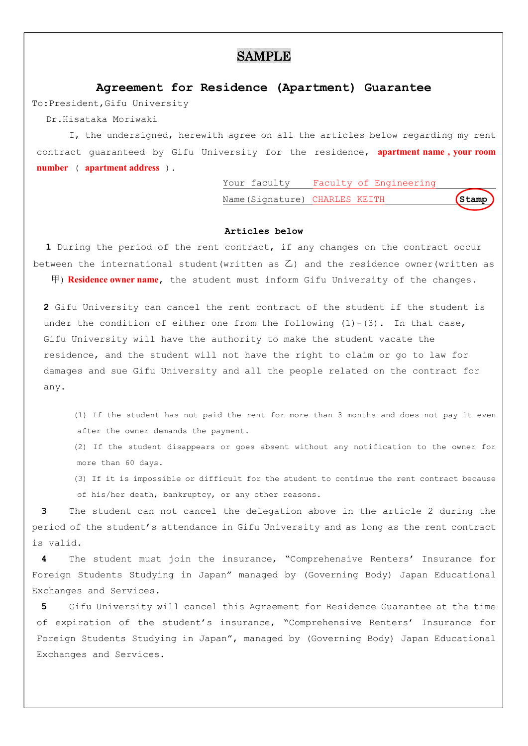SAMPLE

## Agreement for Residence (Apartment) Guarantee

To:President,Gifu University

Dr.Hisataka Moriwaki

I, the undersigned, herewith agree on all the articles below regarding my rent contract guaranteed by Gifu University for the residence, **apartment name , your room number** ( **apartment address** ).

| | |
|---|---|
| Your faculty | Faculty of Engineering |
| Name(Signature) | CHARLES KEITH Stamp |

**Articles below**

**1** During the period of the rent contract, if any changes on the contract occur between the international student(written as 乙) and the residence owner(written as 甲) **Residence owner name**, the student must inform Gifu University of the changes.

**2** Gifu University can cancel the rent contract of the student if the student is under the condition of either one from the following (1)-(3). In that case, Gifu University will have the authority to make the student vacate the residence, and the student will not have the right to claim or go to law for damages and sue Gifu University and all the people related on the contract for any.

(1) If the student has not paid the rent for more than 3 months and does not pay it even after the owner demands the payment.

(2) If the student disappears or goes absent without any notification to the owner for more than 60 days.

(3) If it is impossible or difficult for the student to continue the rent contract because of his/her death, bankruptcy, or any other reasons.

**3** The student can not cancel the delegation above in the article 2 during the period of the student's attendance in Gifu University and as long as the rent contract is valid.

**4** The student must join the insurance, "Comprehensive Renters' Insurance for Foreign Students Studying in Japan" managed by (Governing Body) Japan Educational Exchanges and Services.

**5** Gifu University will cancel this Agreement for Residence Guarantee at the time of expiration of the student's insurance, "Comprehensive Renters' Insurance for Foreign Students Studying in Japan", managed by (Governing Body) Japan Educational Exchanges and Services.